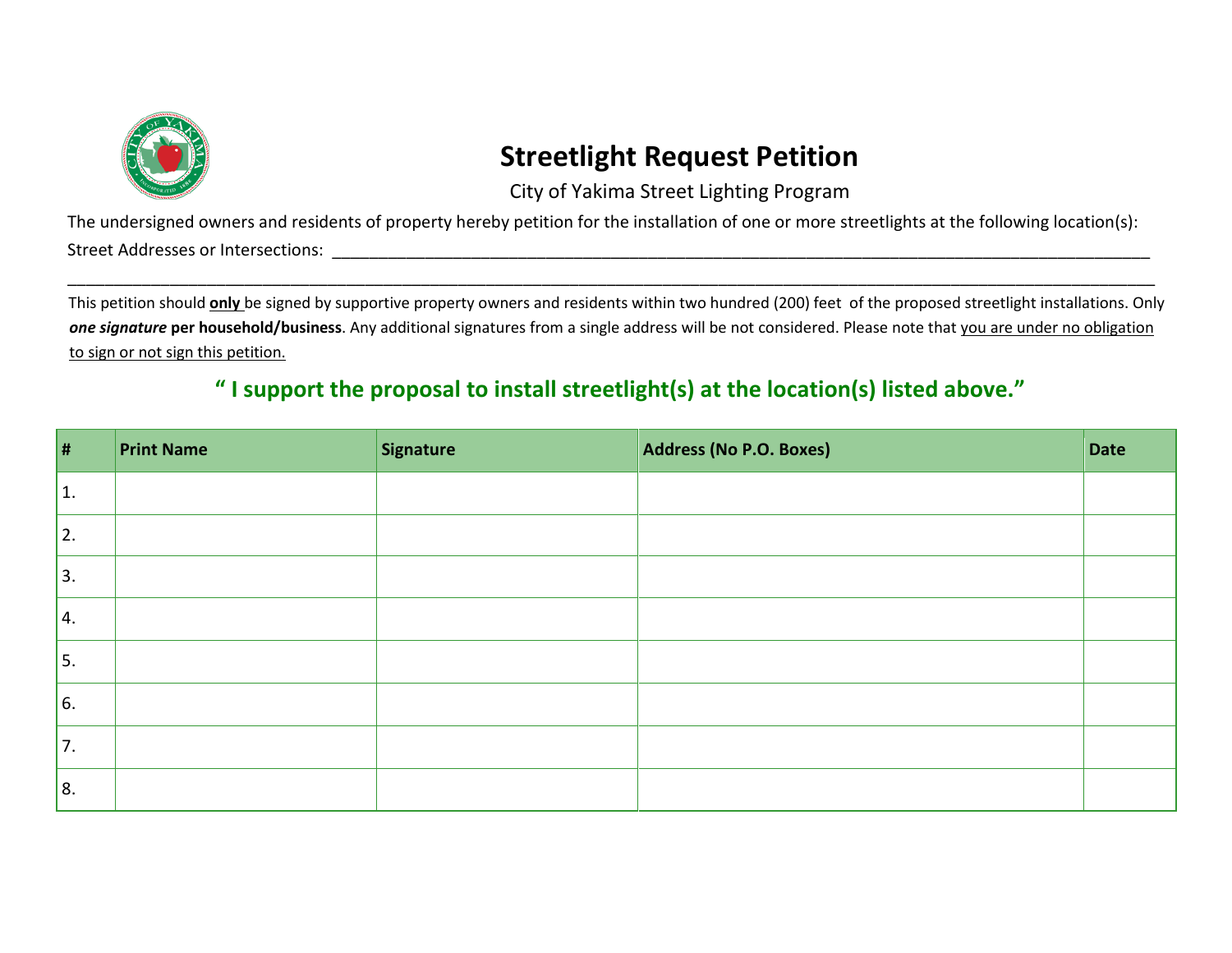# Streetlight Request Petition

City of Yakima Street Lighting Program

The undersigned owners and residents of property hereby petition for the installation of one or more streetlights at the following location(s):

Street Addresses or Intersections: ____________________________________________________________________________________________

______________________________________________________________________________________________________________________

This petition should **only** be signed by supportive property owners and residents within two hundred (200) feet of the proposed streetlight installations. Only ***one signature*** **per household/business**. Any additional signatures from a single address will be not considered. Please note that you are under no obligation to sign or not sign this petition.

**" I support the proposal to install streetlight(s) at the location(s) listed above."**

| # | Print Name | Signature | Address (No P.O. Boxes) | Date |
|---|---|---|---|---|
| 1. | | | | |
| 2. | | | | |
| 3. | | | | |
| 4. | | | | |
| 5. | | | | |
| 6. | | | | |
| 7. | | | | |
| 8. | | | | |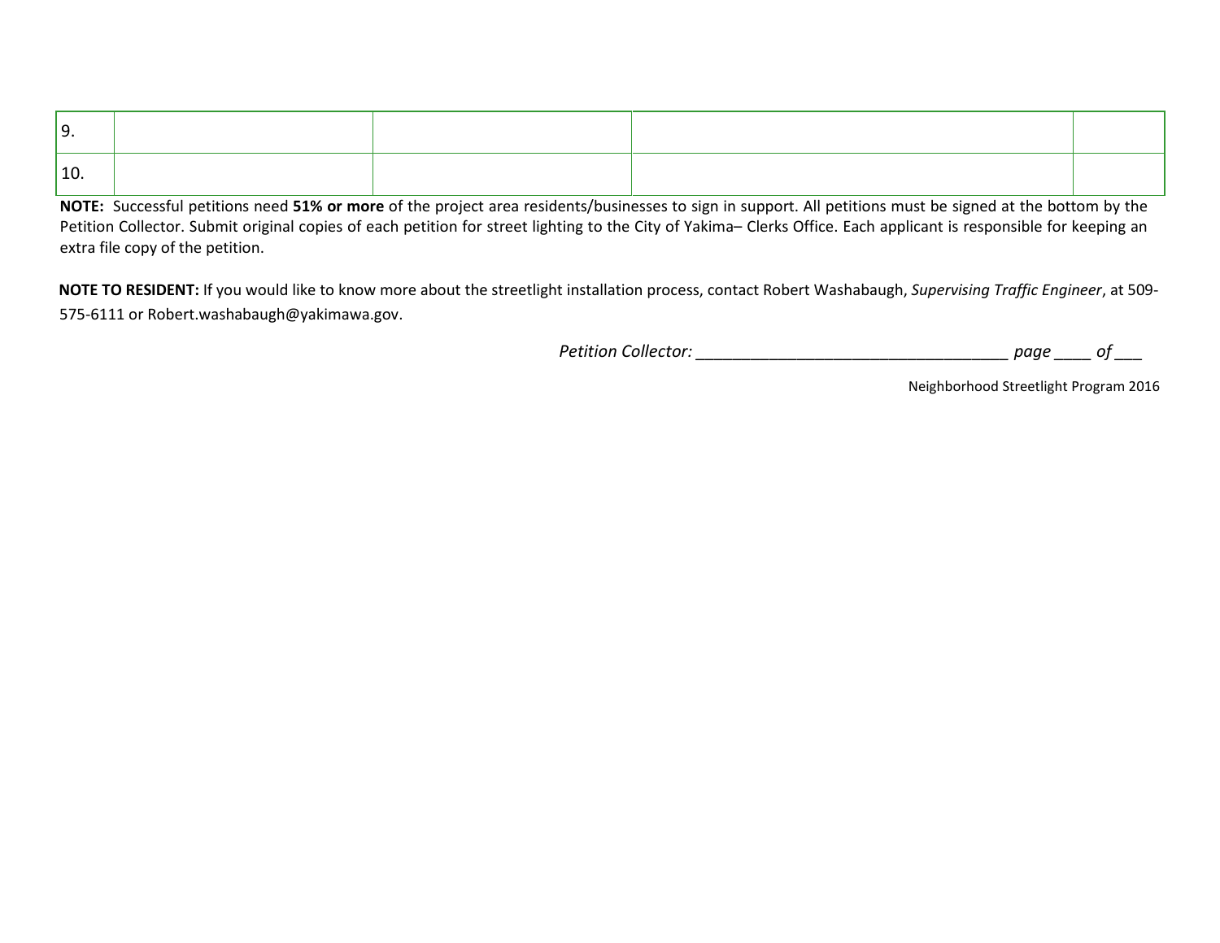| | | | | |
|---|---|---|---|---|
| 9. | | | | |
| 10. | | | | |

**NOTE:** Successful petitions need **51% or more** of the project area residents/businesses to sign in support. All petitions must be signed at the bottom by the Petition Collector. Submit original copies of each petition for street lighting to the City of Yakima– Clerks Office. Each applicant is responsible for keeping an extra file copy of the petition.

**NOTE TO RESIDENT:** If you would like to know more about the streetlight installation process, contact Robert Washabaugh, *Supervising Traffic Engineer*, at 509-575-6111 or Robert.washabaugh@yakimawa.gov.

*Petition Collector:* ___________________________________ *page* ____ *of* ___

Neighborhood Streetlight Program 2016